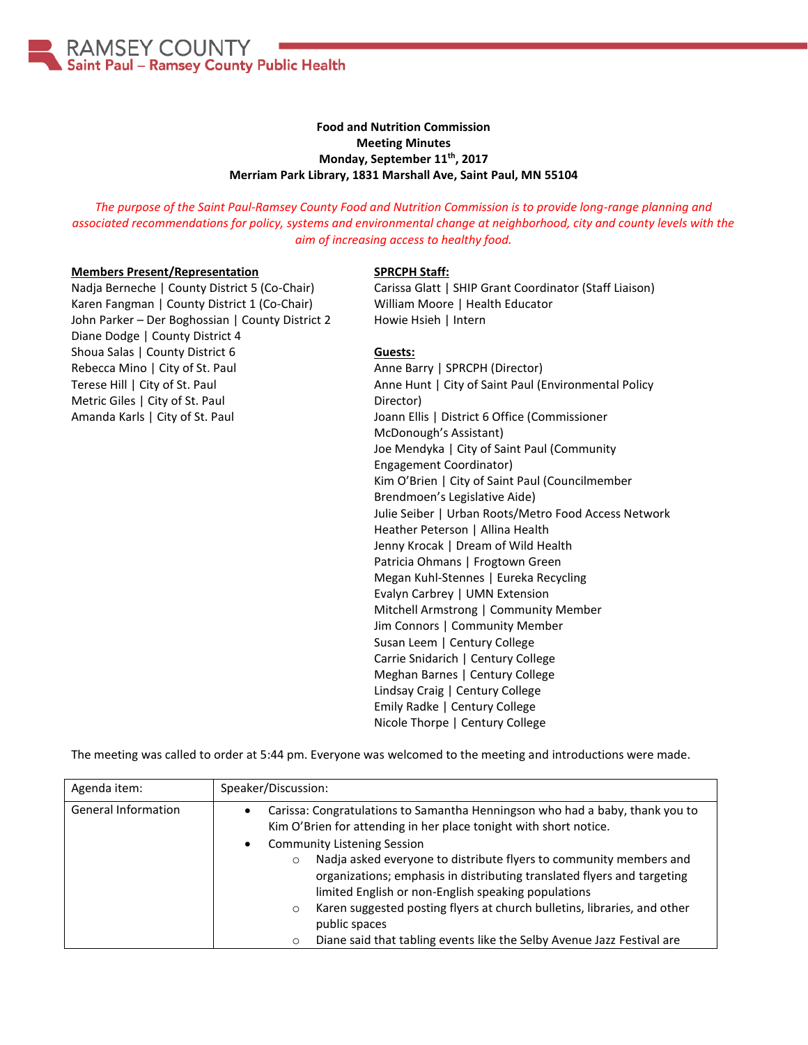RAMSEY COUNTY
Saint Paul – Ramsey County Public Health

**Food and Nutrition Commission**
**Meeting Minutes**
**Monday, September 11th, 2017**
**Merriam Park Library, 1831 Marshall Ave, Saint Paul, MN 55104**

*The purpose of the Saint Paul-Ramsey County Food and Nutrition Commission is to provide long-range planning and associated recommendations for policy, systems and environmental change at neighborhood, city and county levels with the aim of increasing access to healthy food.*

**Members Present/Representation**

Nadja Berneche | County District 5 (Co-Chair)
Karen Fangman | County District 1 (Co-Chair)
John Parker – Der Boghossian | County District 2
Diane Dodge | County District 4
Shoua Salas | County District 6
Rebecca Mino | City of St. Paul
Terese Hill | City of St. Paul
Metric Giles | City of St. Paul
Amanda Karls | City of St. Paul

**SPRCPH Staff:**

Carissa Glatt | SHIP Grant Coordinator (Staff Liaison)
William Moore | Health Educator
Howie Hsieh | Intern

**Guests:**

Anne Barry | SPRCPH (Director)
Anne Hunt | City of Saint Paul (Environmental Policy Director)
Joann Ellis | District 6 Office (Commissioner McDonough's Assistant)
Joe Mendyka | City of Saint Paul (Community Engagement Coordinator)
Kim O'Brien | City of Saint Paul (Councilmember Brendmoen's Legislative Aide)
Julie Seiber | Urban Roots/Metro Food Access Network
Heather Peterson | Allina Health
Jenny Krocak | Dream of Wild Health
Patricia Ohmans | Frogtown Green
Megan Kuhl-Stennes | Eureka Recycling
Evalyn Carbrey | UMN Extension
Mitchell Armstrong | Community Member
Jim Connors | Community Member
Susan Leem | Century College
Carrie Snidarich | Century College
Meghan Barnes | Century College
Lindsay Craig | Century College
Emily Radke | Century College
Nicole Thorpe | Century College

The meeting was called to order at 5:44 pm. Everyone was welcomed to the meeting and introductions were made.

| Agenda item: | Speaker/Discussion: |
|---|---|
| General Information | • Carissa: Congratulations to Samantha Henningson who had a baby, thank you to Kim O'Brien for attending in her place tonight with short notice.<br>• Community Listening Session<br>  ○ Nadja asked everyone to distribute flyers to community members and organizations; emphasis in distributing translated flyers and targeting limited English or non-English speaking populations<br>  ○ Karen suggested posting flyers at church bulletins, libraries, and other public spaces<br>  ○ Diane said that tabling events like the Selby Avenue Jazz Festival are |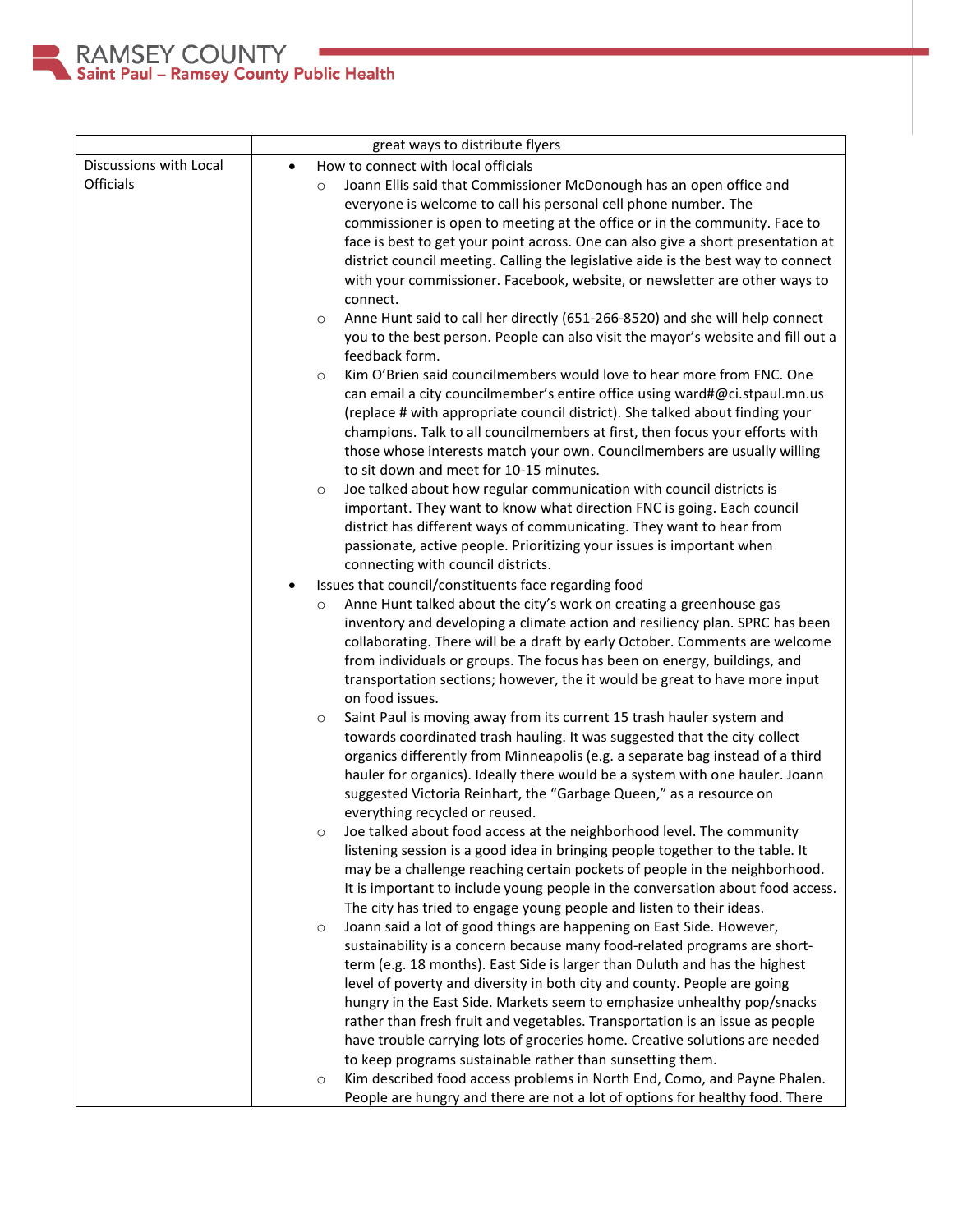| | |
|---|---|
| | great ways to distribute flyers |
| Discussions with Local Officials | • How to connect with local officials<br>  ○ Joann Ellis said that Commissioner McDonough has an open office and everyone is welcome to call his personal cell phone number. The commissioner is open to meeting at the office or in the community. Face to face is best to get your point across. One can also give a short presentation at district council meeting. Calling the legislative aide is the best way to connect with your commissioner. Facebook, website, or newsletter are other ways to connect.<br>  ○ Anne Hunt said to call her directly (651-266-8520) and she will help connect you to the best person. People can also visit the mayor's website and fill out a feedback form.<br>  ○ Kim O'Brien said councilmembers would love to hear more from FNC. One can email a city councilmember's entire office using ward#@ci.stpaul.mn.us (replace # with appropriate council district). She talked about finding your champions. Talk to all councilmembers at first, then focus your efforts with those whose interests match your own. Councilmembers are usually willing to sit down and meet for 10-15 minutes.<br>  ○ Joe talked about how regular communication with council districts is important. They want to know what direction FNC is going. Each council district has different ways of communicating. They want to hear from passionate, active people. Prioritizing your issues is important when connecting with council districts.<br>• Issues that council/constituents face regarding food<br>  ○ Anne Hunt talked about the city's work on creating a greenhouse gas inventory and developing a climate action and resiliency plan. SPRC has been collaborating. There will be a draft by early October. Comments are welcome from individuals or groups. The focus has been on energy, buildings, and transportation sections; however, the it would be great to have more input on food issues.<br>  ○ Saint Paul is moving away from its current 15 trash hauler system and towards coordinated trash hauling. It was suggested that the city collect organics differently from Minneapolis (e.g. a separate bag instead of a third hauler for organics). Ideally there would be a system with one hauler. Joann suggested Victoria Reinhart, the "Garbage Queen," as a resource on everything recycled or reused.<br>  ○ Joe talked about food access at the neighborhood level. The community listening session is a good idea in bringing people together to the table. It may be a challenge reaching certain pockets of people in the neighborhood. It is important to include young people in the conversation about food access. The city has tried to engage young people and listen to their ideas.<br>  ○ Joann said a lot of good things are happening on East Side. However, sustainability is a concern because many food-related programs are short-term (e.g. 18 months). East Side is larger than Duluth and has the highest level of poverty and diversity in both city and county. People are going hungry in the East Side. Markets seem to emphasize unhealthy pop/snacks rather than fresh fruit and vegetables. Transportation is an issue as people have trouble carrying lots of groceries home. Creative solutions are needed to keep programs sustainable rather than sunsetting them.<br>  ○ Kim described food access problems in North End, Como, and Payne Phalen. People are hungry and there are not a lot of options for healthy food. There |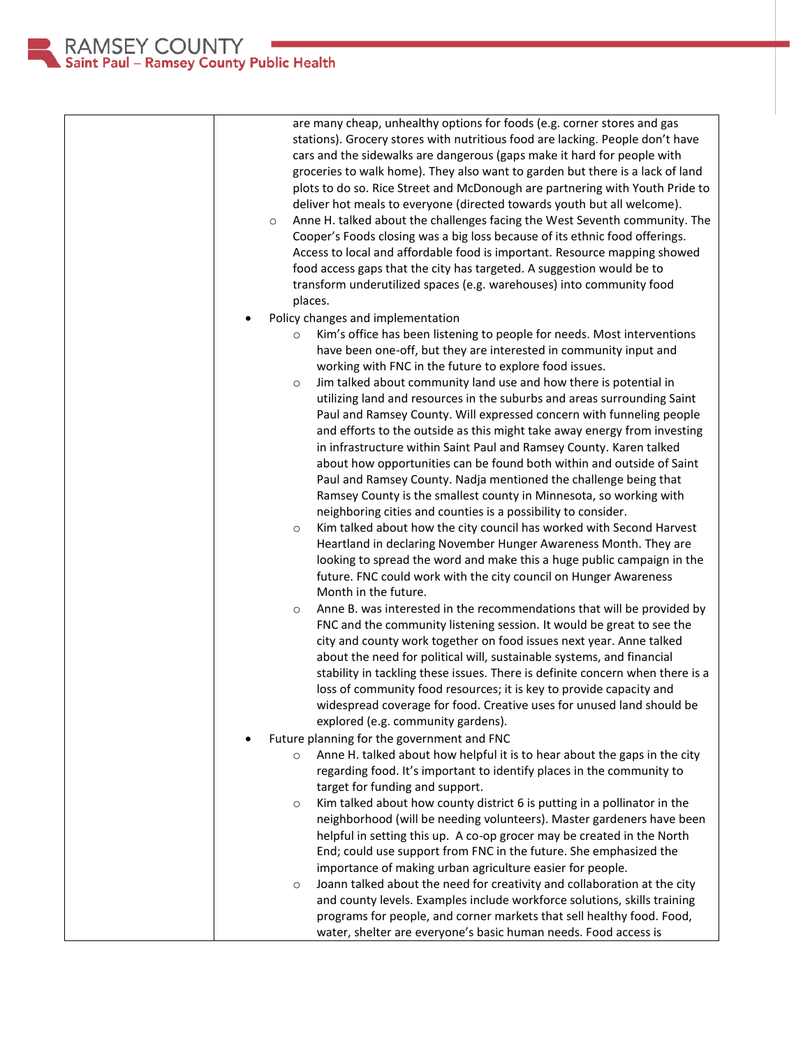|  | are many cheap, unhealthy options for foods (e.g. corner stores and gas stations). Grocery stores with nutritious food are lacking. People don't have cars and the sidewalks are dangerous (gaps make it hard for people with groceries to walk home). They also want to garden but there is a lack of land plots to do so. Rice Street and McDonough are partnering with Youth Pride to deliver hot meals to everyone (directed towards youth but all welcome).<br>◦ Anne H. talked about the challenges facing the West Seventh community. The Cooper's Foods closing was a big loss because of its ethnic food offerings. Access to local and affordable food is important. Resource mapping showed food access gaps that the city has targeted. A suggestion would be to transform underutilized spaces (e.g. warehouses) into community food places.<br>• Policy changes and implementation<br>◦ Kim's office has been listening to people for needs. Most interventions have been one-off, but they are interested in community input and working with FNC in the future to explore food issues.<br>◦ Jim talked about community land use and how there is potential in utilizing land and resources in the suburbs and areas surrounding Saint Paul and Ramsey County. Will expressed concern with funneling people and efforts to the outside as this might take away energy from investing in infrastructure within Saint Paul and Ramsey County. Karen talked about how opportunities can be found both within and outside of Saint Paul and Ramsey County. Nadja mentioned the challenge being that Ramsey County is the smallest county in Minnesota, so working with neighboring cities and counties is a possibility to consider.<br>◦ Kim talked about how the city council has worked with Second Harvest Heartland in declaring November Hunger Awareness Month. They are looking to spread the word and make this a huge public campaign in the future. FNC could work with the city council on Hunger Awareness Month in the future.<br>◦ Anne B. was interested in the recommendations that will be provided by FNC and the community listening session. It would be great to see the city and county work together on food issues next year. Anne talked about the need for political will, sustainable systems, and financial stability in tackling these issues. There is definite concern when there is a loss of community food resources; it is key to provide capacity and widespread coverage for food. Creative uses for unused land should be explored (e.g. community gardens).<br>• Future planning for the government and FNC<br>◦ Anne H. talked about how helpful it is to hear about the gaps in the city regarding food. It's important to identify places in the community to target for funding and support.<br>◦ Kim talked about how county district 6 is putting in a pollinator in the neighborhood (will be needing volunteers). Master gardeners have been helpful in setting this up. A co-op grocer may be created in the North End; could use support from FNC in the future. She emphasized the importance of making urban agriculture easier for people.<br>◦ Joann talked about the need for creativity and collaboration at the city and county levels. Examples include workforce solutions, skills training programs for people, and corner markets that sell healthy food. Food, water, shelter are everyone's basic human needs. Food access is |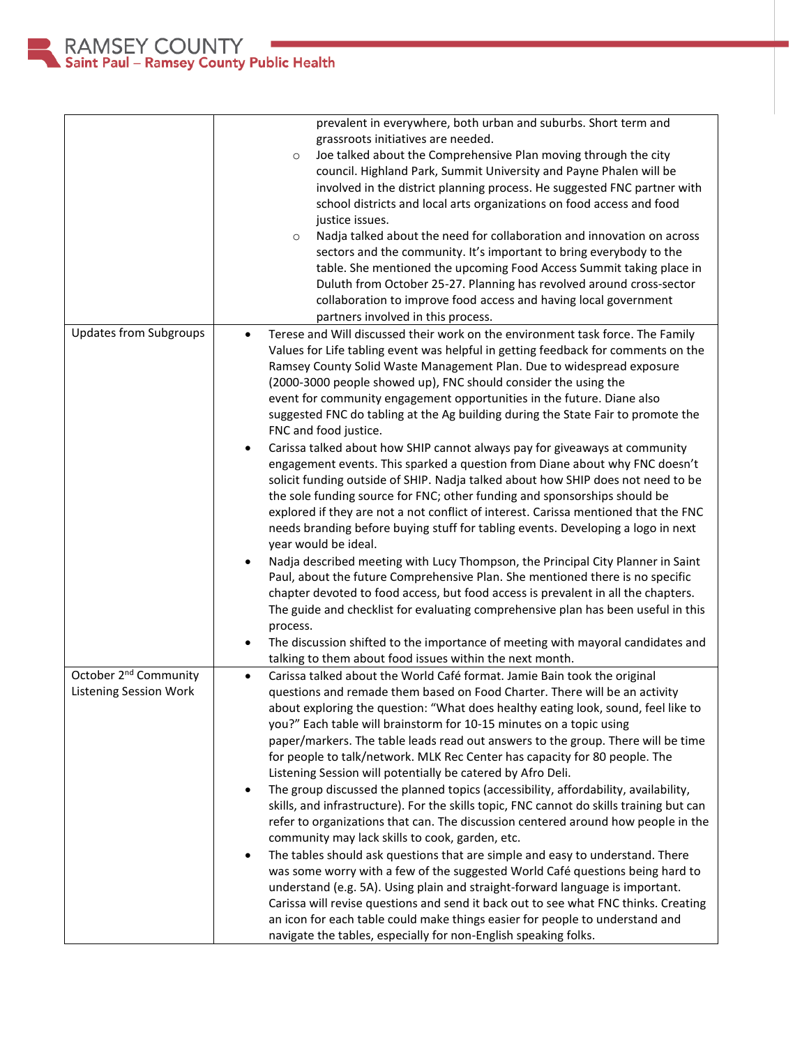| | |
|---|---|
| | ◦ prevalent in everywhere, both urban and suburbs. Short term and grassroots initiatives are needed.<br>◦ Joe talked about the Comprehensive Plan moving through the city council. Highland Park, Summit University and Payne Phalen will be involved in the district planning process. He suggested FNC partner with school districts and local arts organizations on food access and food justice issues.<br>◦ Nadja talked about the need for collaboration and innovation on across sectors and the community. It's important to bring everybody to the table. She mentioned the upcoming Food Access Summit taking place in Duluth from October 25-27. Planning has revolved around cross-sector collaboration to improve food access and having local government partners involved in this process. |
| Updates from Subgroups | • Terese and Will discussed their work on the environment task force. The Family Values for Life tabling event was helpful in getting feedback for comments on the Ramsey County Solid Waste Management Plan. Due to widespread exposure (2000-3000 people showed up), FNC should consider the using the event for community engagement opportunities in the future. Diane also suggested FNC do tabling at the Ag building during the State Fair to promote the FNC and food justice.<br>• Carissa talked about how SHIP cannot always pay for giveaways at community engagement events. This sparked a question from Diane about why FNC doesn't solicit funding outside of SHIP. Nadja talked about how SHIP does not need to be the sole funding source for FNC; other funding and sponsorships should be explored if they are not a not conflict of interest. Carissa mentioned that the FNC needs branding before buying stuff for tabling events. Developing a logo in next year would be ideal.<br>• Nadja described meeting with Lucy Thompson, the Principal City Planner in Saint Paul, about the future Comprehensive Plan. She mentioned there is no specific chapter devoted to food access, but food access is prevalent in all the chapters. The guide and checklist for evaluating comprehensive plan has been useful in this process.<br>• The discussion shifted to the importance of meeting with mayoral candidates and talking to them about food issues within the next month. |
| October 2nd Community Listening Session Work | • Carissa talked about the World Café format. Jamie Bain took the original questions and remade them based on Food Charter. There will be an activity about exploring the question: "What does healthy eating look, sound, feel like to you?" Each table will brainstorm for 10-15 minutes on a topic using paper/markers. The table leads read out answers to the group. There will be time for people to talk/network. MLK Rec Center has capacity for 80 people. The Listening Session will potentially be catered by Afro Deli.<br>• The group discussed the planned topics (accessibility, affordability, availability, skills, and infrastructure). For the skills topic, FNC cannot do skills training but can refer to organizations that can. The discussion centered around how people in the community may lack skills to cook, garden, etc.<br>• The tables should ask questions that are simple and easy to understand. There was some worry with a few of the suggested World Café questions being hard to understand (e.g. 5A). Using plain and straight-forward language is important. Carissa will revise questions and send it back out to see what FNC thinks. Creating an icon for each table could make things easier for people to understand and navigate the tables, especially for non-English speaking folks. |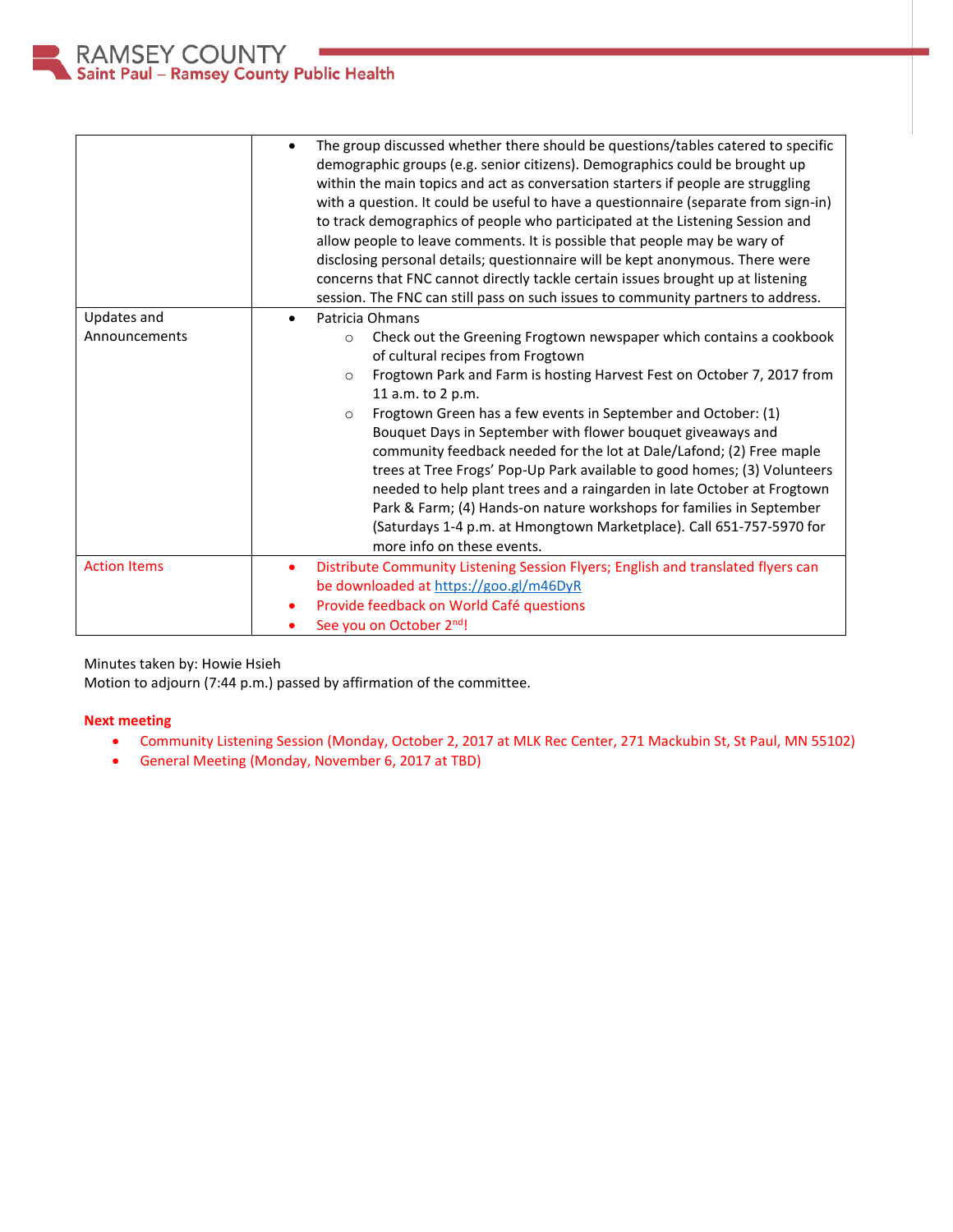| | |
|---|---|
| | • The group discussed whether there should be questions/tables catered to specific demographic groups (e.g. senior citizens). Demographics could be brought up within the main topics and act as conversation starters if people are struggling with a question. It could be useful to have a questionnaire (separate from sign-in) to track demographics of people who participated at the Listening Session and allow people to leave comments. It is possible that people may be wary of disclosing personal details; questionnaire will be kept anonymous. There were concerns that FNC cannot directly tackle certain issues brought up at listening session. The FNC can still pass on such issues to community partners to address. |
| Updates and Announcements | • Patricia Ohmans<br>  ○ Check out the Greening Frogtown newspaper which contains a cookbook of cultural recipes from Frogtown<br>  ○ Frogtown Park and Farm is hosting Harvest Fest on October 7, 2017 from 11 a.m. to 2 p.m.<br>  ○ Frogtown Green has a few events in September and October: (1) Bouquet Days in September with flower bouquet giveaways and community feedback needed for the lot at Dale/Lafond; (2) Free maple trees at Tree Frogs' Pop-Up Park available to good homes; (3) Volunteers needed to help plant trees and a raingarden in late October at Frogtown Park & Farm; (4) Hands-on nature workshops for families in September (Saturdays 1-4 p.m. at Hmongtown Marketplace). Call 651-757-5970 for more info on these events. |
| Action Items | • Distribute Community Listening Session Flyers; English and translated flyers can be downloaded at https://goo.gl/m46DyR<br>• Provide feedback on World Café questions<br>• See you on October 2nd! |

Minutes taken by: Howie Hsieh
Motion to adjourn (7:44 p.m.) passed by affirmation of the committee.

**Next meeting**

- Community Listening Session (Monday, October 2, 2017 at MLK Rec Center, 271 Mackubin St, St Paul, MN 55102)
- General Meeting (Monday, November 6, 2017 at TBD)